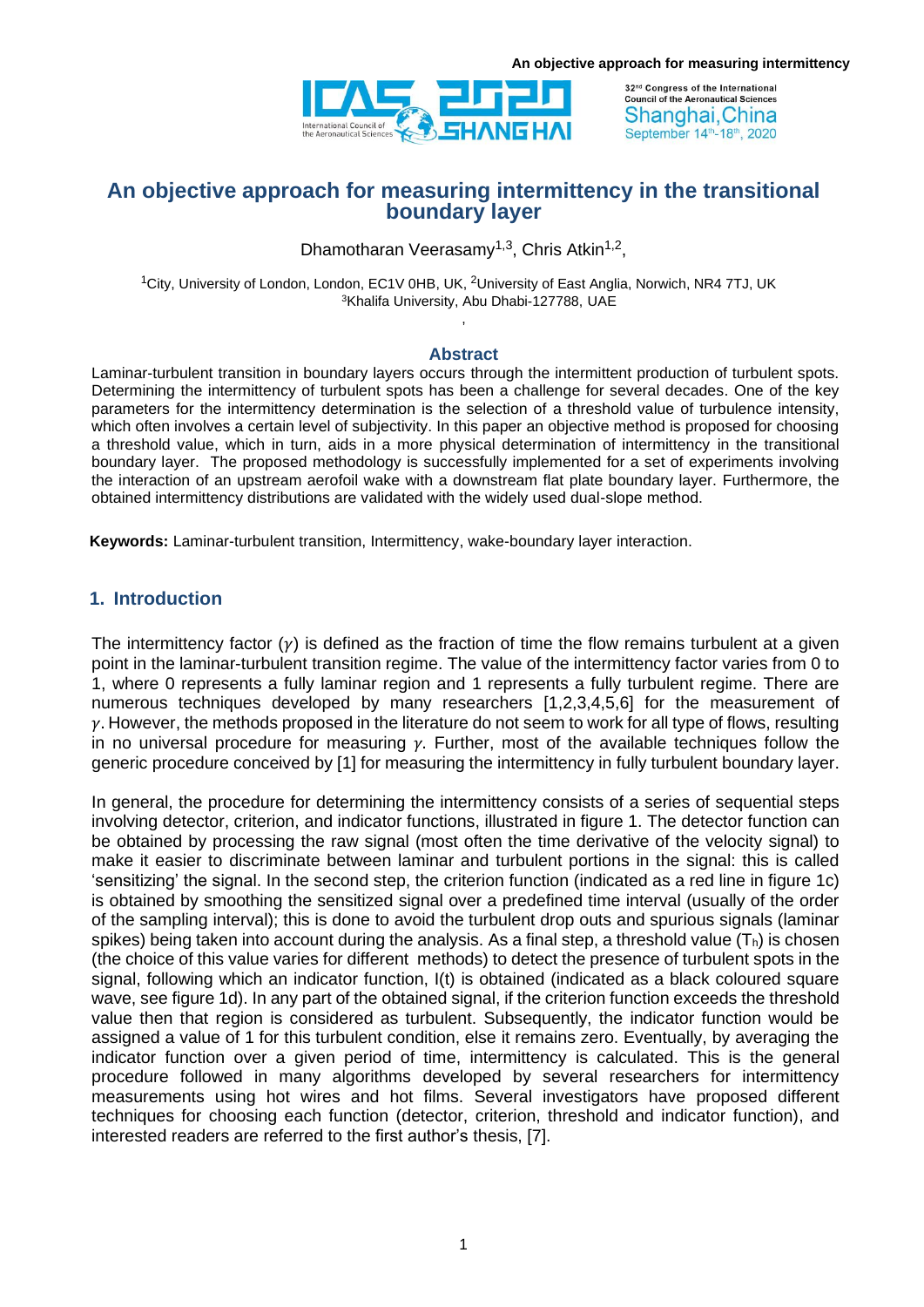# An objective approach for measuring intermittency in the transitional boundary layer

Dhamotharan Veerasamy[1,3], Chris Atkin[1,2],

[1]City, University of London, London, EC1V 0HB, UK, [2]University of East Anglia, Norwich, NR4 7TJ, UK
[3]Khalifa University, Abu Dhabi-127788, UAE

## Abstract

Laminar-turbulent transition in boundary layers occurs through the intermittent production of turbulent spots. Determining the intermittency of turbulent spots has been a challenge for several decades. One of the key parameters for the intermittency determination is the selection of a threshold value of turbulence intensity, which often involves a certain level of subjectivity. In this paper an objective method is proposed for choosing a threshold value, which in turn, aids in a more physical determination of intermittency in the transitional boundary layer. The proposed methodology is successfully implemented for a set of experiments involving the interaction of an upstream aerofoil wake with a downstream flat plate boundary layer. Furthermore, the obtained intermittency distributions are validated with the widely used dual-slope method.

**Keywords:** Laminar-turbulent transition, Intermittency, wake-boundary layer interaction.

## 1. Introduction

The intermittency factor ($\gamma$) is defined as the fraction of time the flow remains turbulent at a given point in the laminar-turbulent transition regime. The value of the intermittency factor varies from 0 to 1, where 0 represents a fully laminar region and 1 represents a fully turbulent regime. There are numerous techniques developed by many researchers [1,2,3,4,5,6] for the measurement of $\gamma$. However, the methods proposed in the literature do not seem to work for all type of flows, resulting in no universal procedure for measuring $\gamma$. Further, most of the available techniques follow the generic procedure conceived by [1] for measuring the intermittency in fully turbulent boundary layer.

In general, the procedure for determining the intermittency consists of a series of sequential steps involving detector, criterion, and indicator functions, illustrated in figure 1. The detector function can be obtained by processing the raw signal (most often the time derivative of the velocity signal) to make it easier to discriminate between laminar and turbulent portions in the signal: this is called 'sensitizing' the signal. In the second step, the criterion function (indicated as a red line in figure 1c) is obtained by smoothing the sensitized signal over a predefined time interval (usually of the order of the sampling interval); this is done to avoid the turbulent drop outs and spurious signals (laminar spikes) being taken into account during the analysis. As a final step, a threshold value ($T_h$) is chosen (the choice of this value varies for different methods) to detect the presence of turbulent spots in the signal, following which an indicator function, I(t) is obtained (indicated as a black coloured square wave, see figure 1d). In any part of the obtained signal, if the criterion function exceeds the threshold value then that region is considered as turbulent. Subsequently, the indicator function would be assigned a value of 1 for this turbulent condition, else it remains zero. Eventually, by averaging the indicator function over a given period of time, intermittency is calculated. This is the general procedure followed in many algorithms developed by several researchers for intermittency measurements using hot wires and hot films. Several investigators have proposed different techniques for choosing each function (detector, criterion, threshold and indicator function), and interested readers are referred to the first author's thesis, [7].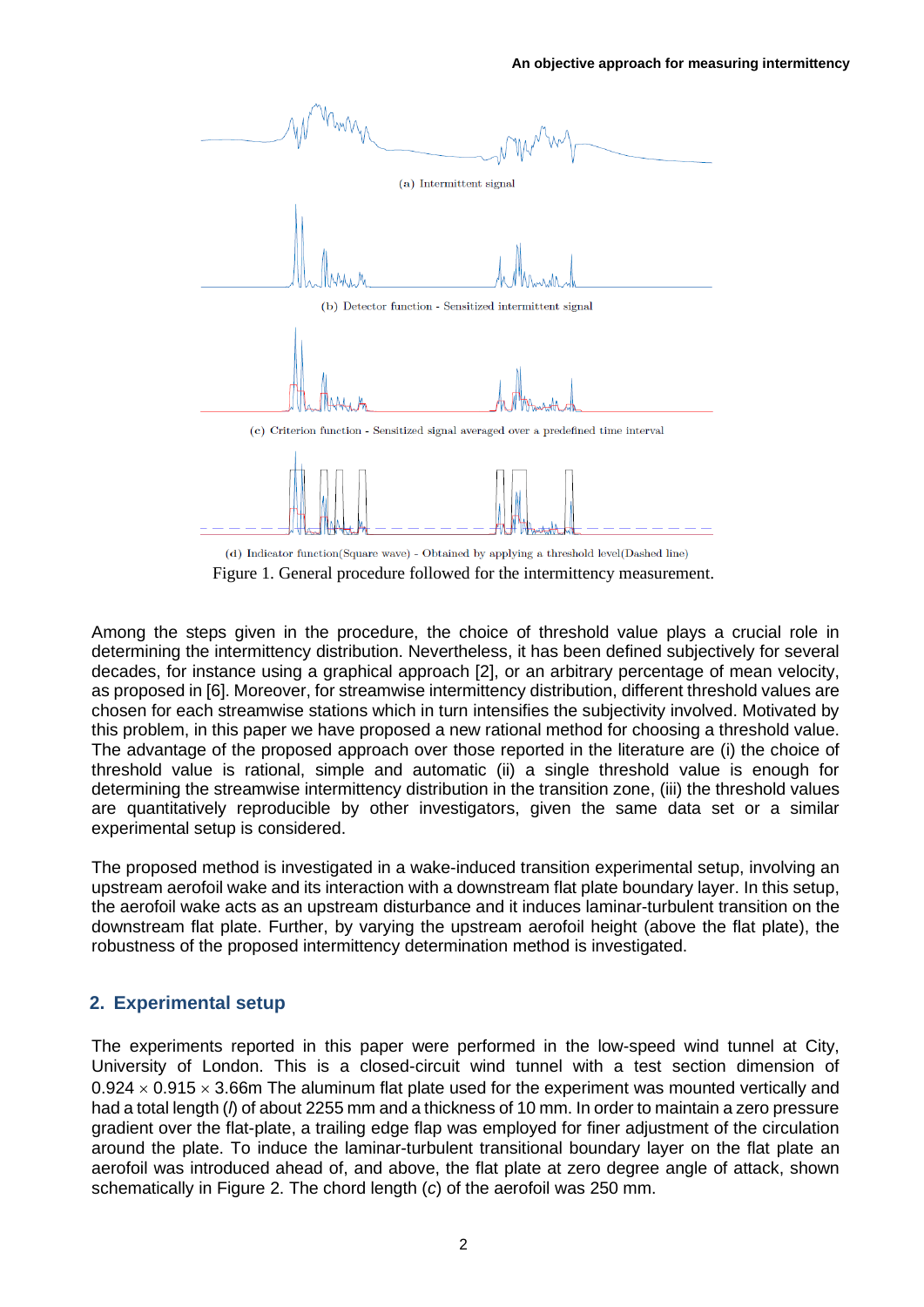(a) Intermittent signal

(b) Detector function - Sensitized intermittent signal

(c) Criterion function - Sensitized signal averaged over a predefined time interval

(d) Indicator function(Square wave) - Obtained by applying a threshold level(Dashed line)

Figure 1. General procedure followed for the intermittency measurement.

Among the steps given in the procedure, the choice of threshold value plays a crucial role in determining the intermittency distribution. Nevertheless, it has been defined subjectively for several decades, for instance using a graphical approach [2], or an arbitrary percentage of mean velocity, as proposed in [6]. Moreover, for streamwise intermittency distribution, different threshold values are chosen for each streamwise stations which in turn intensifies the subjectivity involved. Motivated by this problem, in this paper we have proposed a new rational method for choosing a threshold value. The advantage of the proposed approach over those reported in the literature are (i) the choice of threshold value is rational, simple and automatic (ii) a single threshold value is enough for determining the streamwise intermittency distribution in the transition zone, (iii) the threshold values are quantitatively reproducible by other investigators, given the same data set or a similar experimental setup is considered.

The proposed method is investigated in a wake-induced transition experimental setup, involving an upstream aerofoil wake and its interaction with a downstream flat plate boundary layer. In this setup, the aerofoil wake acts as an upstream disturbance and it induces laminar-turbulent transition on the downstream flat plate. Further, by varying the upstream aerofoil height (above the flat plate), the robustness of the proposed intermittency determination method is investigated.

## 2. Experimental setup

The experiments reported in this paper were performed in the low-speed wind tunnel at City, University of London. This is a closed-circuit wind tunnel with a test section dimension of $0.924 \times 0.915 \times 3.66$m The aluminum flat plate used for the experiment was mounted vertically and had a total length ($l$) of about 2255 mm and a thickness of 10 mm. In order to maintain a zero pressure gradient over the flat-plate, a trailing edge flap was employed for finer adjustment of the circulation around the plate. To induce the laminar-turbulent transitional boundary layer on the flat plate an aerofoil was introduced ahead of, and above, the flat plate at zero degree angle of attack, shown schematically in Figure 2. The chord length ($c$) of the aerofoil was 250 mm.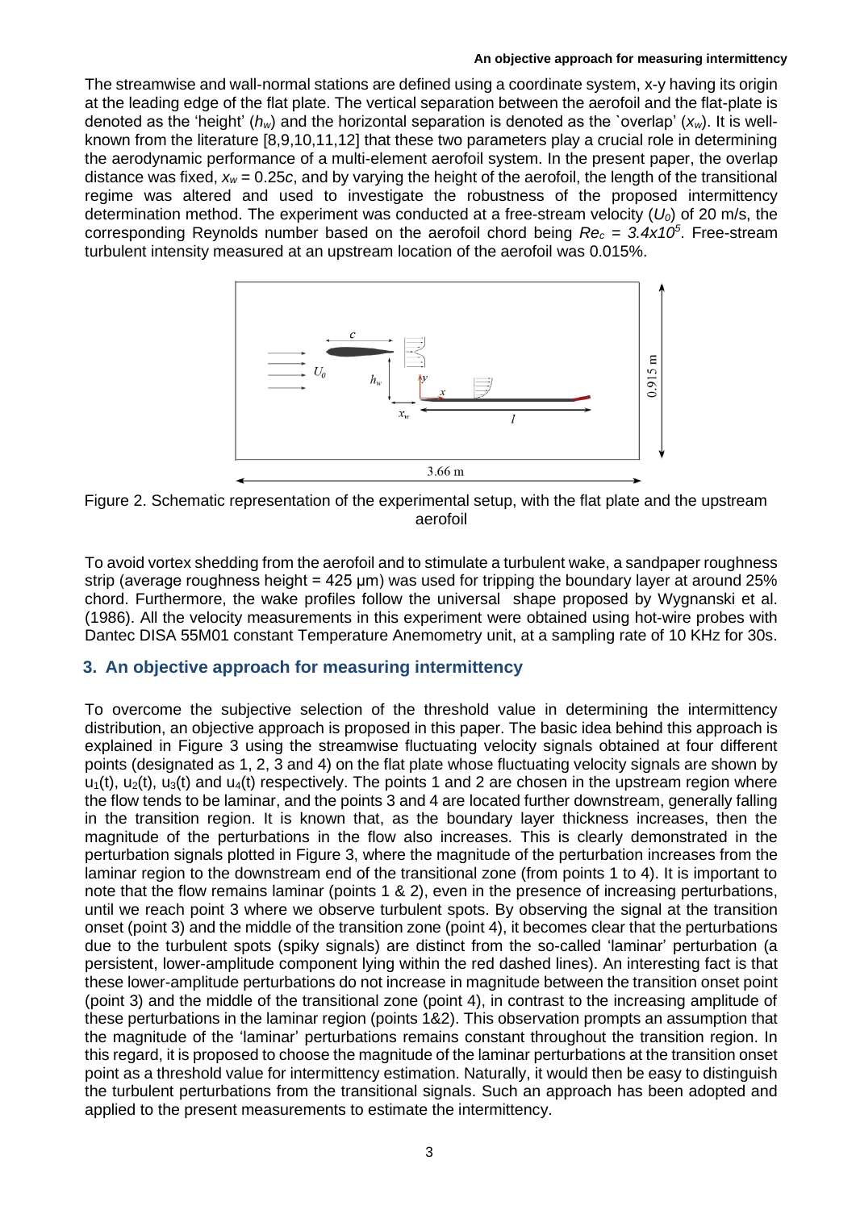The streamwise and wall-normal stations are defined using a coordinate system, x-y having its origin at the leading edge of the flat plate. The vertical separation between the aerofoil and the flat-plate is denoted as the 'height' ($h_w$) and the horizontal separation is denoted as the `overlap' ($x_w$). It is well-known from the literature [8,9,10,11,12] that these two parameters play a crucial role in determining the aerodynamic performance of a multi-element aerofoil system. In the present paper, the overlap distance was fixed, $x_w = 0.25c$, and by varying the height of the aerofoil, the length of the transitional regime was altered and used to investigate the robustness of the proposed intermittency determination method. The experiment was conducted at a free-stream velocity ($U_0$) of 20 m/s, the corresponding Reynolds number based on the aerofoil chord being $Re_c = 3.4x10^5$. Free-stream turbulent intensity measured at an upstream location of the aerofoil was 0.015%.

Figure 2. Schematic representation of the experimental setup, with the flat plate and the upstream aerofoil

To avoid vortex shedding from the aerofoil and to stimulate a turbulent wake, a sandpaper roughness strip (average roughness height = 425 μm) was used for tripping the boundary layer at around 25% chord. Furthermore, the wake profiles follow the universal shape proposed by Wygnanski et al. (1986). All the velocity measurements in this experiment were obtained using hot-wire probes with Dantec DISA 55M01 constant Temperature Anemometry unit, at a sampling rate of 10 KHz for 30s.

## 3. An objective approach for measuring intermittency

To overcome the subjective selection of the threshold value in determining the intermittency distribution, an objective approach is proposed in this paper. The basic idea behind this approach is explained in Figure 3 using the streamwise fluctuating velocity signals obtained at four different points (designated as 1, 2, 3 and 4) on the flat plate whose fluctuating velocity signals are shown by $u_1(t)$, $u_2(t)$, $u_3(t)$ and $u_4(t)$ respectively. The points 1 and 2 are chosen in the upstream region where the flow tends to be laminar, and the points 3 and 4 are located further downstream, generally falling in the transition region. It is known that, as the boundary layer thickness increases, then the magnitude of the perturbations in the flow also increases. This is clearly demonstrated in the perturbation signals plotted in Figure 3, where the magnitude of the perturbation increases from the laminar region to the downstream end of the transitional zone (from points 1 to 4). It is important to note that the flow remains laminar (points 1 & 2), even in the presence of increasing perturbations, until we reach point 3 where we observe turbulent spots. By observing the signal at the transition onset (point 3) and the middle of the transition zone (point 4), it becomes clear that the perturbations due to the turbulent spots (spiky signals) are distinct from the so-called 'laminar' perturbation (a persistent, lower-amplitude component lying within the red dashed lines). An interesting fact is that these lower-amplitude perturbations do not increase in magnitude between the transition onset point (point 3) and the middle of the transitional zone (point 4), in contrast to the increasing amplitude of these perturbations in the laminar region (points 1&2). This observation prompts an assumption that the magnitude of the 'laminar' perturbations remains constant throughout the transition region. In this regard, it is proposed to choose the magnitude of the laminar perturbations at the transition onset point as a threshold value for intermittency estimation. Naturally, it would then be easy to distinguish the turbulent perturbations from the transitional signals. Such an approach has been adopted and applied to the present measurements to estimate the intermittency.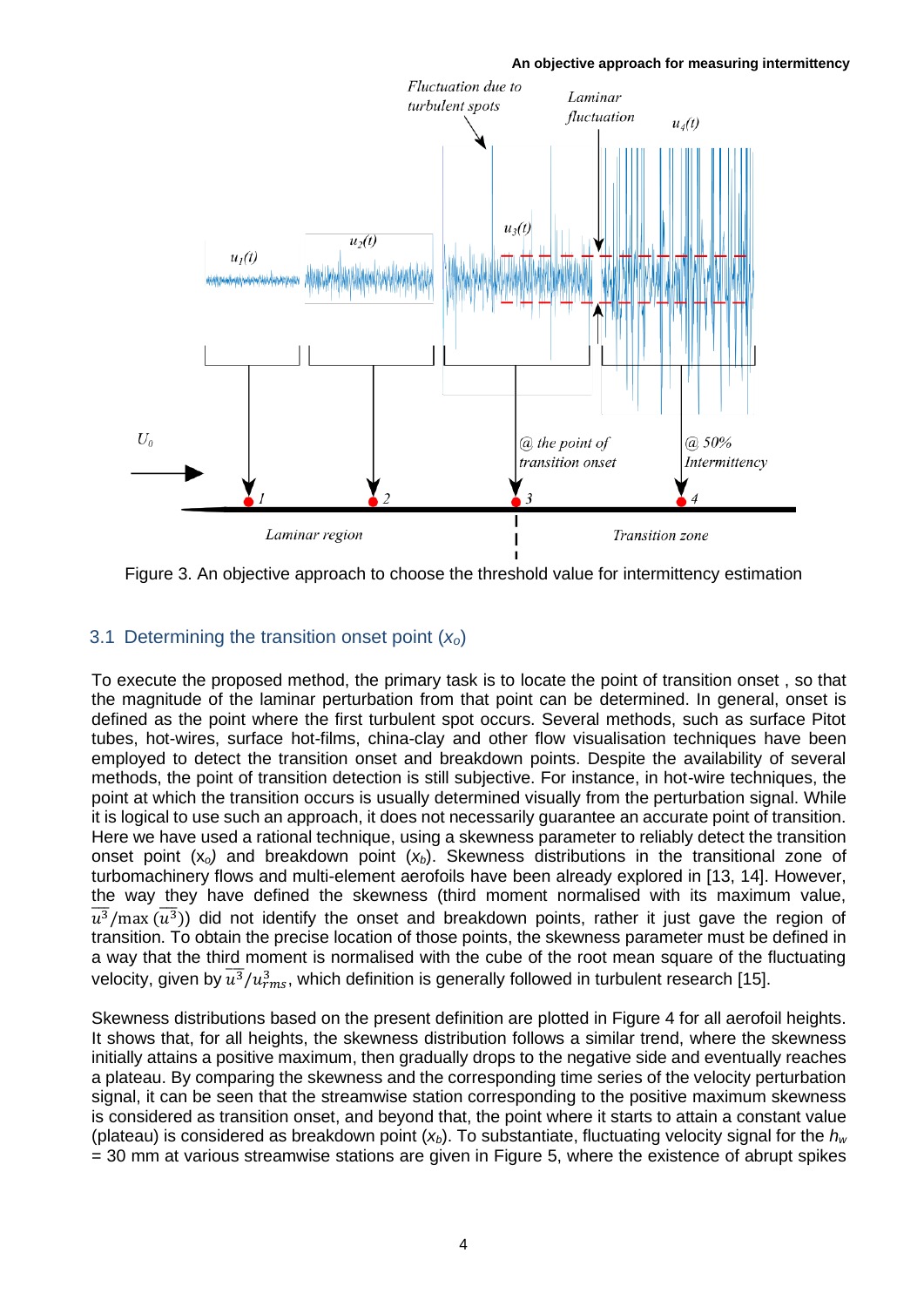Figure 3. An objective approach to choose the threshold value for intermittency estimation

### 3.1 Determining the transition onset point ($x_o$)

To execute the proposed method, the primary task is to locate the point of transition onset , so that the magnitude of the laminar perturbation from that point can be determined. In general, onset is defined as the point where the first turbulent spot occurs. Several methods, such as surface Pitot tubes, hot-wires, surface hot-films, china-clay and other flow visualisation techniques have been employed to detect the transition onset and breakdown points. Despite the availability of several methods, the point of transition detection is still subjective. For instance, in hot-wire techniques, the point at which the transition occurs is usually determined visually from the perturbation signal. While it is logical to use such an approach, it does not necessarily guarantee an accurate point of transition. Here we have used a rational technique, using a skewness parameter to reliably detect the transition onset point ($x_o$) and breakdown point ($x_b$). Skewness distributions in the transitional zone of turbomachinery flows and multi-element aerofoils have been already explored in [13, 14]. However, the way they have defined the skewness (third moment normalised with its maximum value, $\overline{u^3}/\max(\overline{u^3})$) did not identify the onset and breakdown points, rather it just gave the region of transition. To obtain the precise location of those points, the skewness parameter must be defined in a way that the third moment is normalised with the cube of the root mean square of the fluctuating velocity, given by $\overline{u^3}/u_{rms}^3$, which definition is generally followed in turbulent research [15].

Skewness distributions based on the present definition are plotted in Figure 4 for all aerofoil heights. It shows that, for all heights, the skewness distribution follows a similar trend, where the skewness initially attains a positive maximum, then gradually drops to the negative side and eventually reaches a plateau. By comparing the skewness and the corresponding time series of the velocity perturbation signal, it can be seen that the streamwise station corresponding to the positive maximum skewness is considered as transition onset, and beyond that, the point where it starts to attain a constant value (plateau) is considered as breakdown point ($x_b$). To substantiate, fluctuating velocity signal for the $h_w$ = 30 mm at various streamwise stations are given in Figure 5, where the existence of abrupt spikes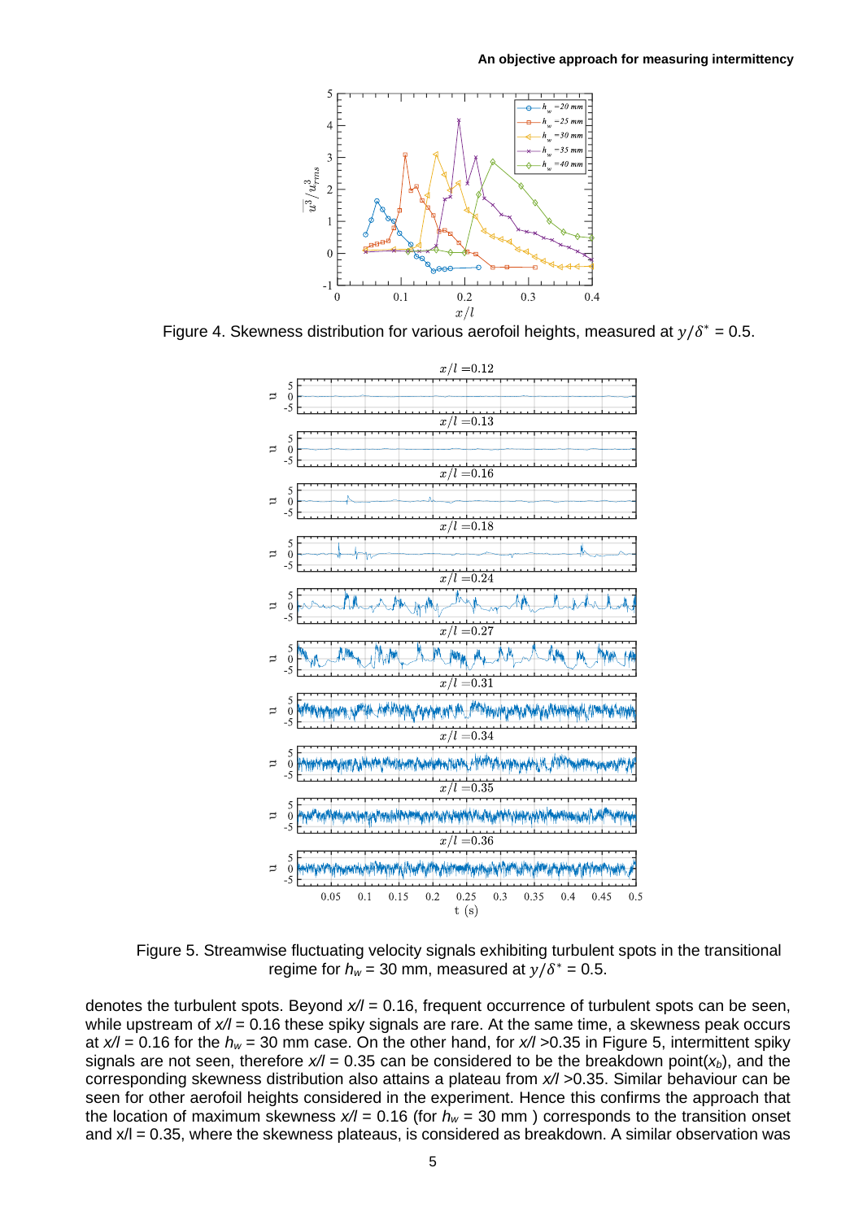Figure 4. Skewness distribution for various aerofoil heights, measured at $y/\delta^* = 0.5$.

Figure 5. Streamwise fluctuating velocity signals exhibiting turbulent spots in the transitional regime for $h_w = 30$ mm, measured at $y/\delta^* = 0.5$.

denotes the turbulent spots. Beyond $x/l = 0.16$, frequent occurrence of turbulent spots can be seen, while upstream of $x/l = 0.16$ these spiky signals are rare. At the same time, a skewness peak occurs at $x/l = 0.16$ for the $h_w = 30$ mm case. On the other hand, for $x/l > 0.35$ in Figure 5, intermittent spiky signals are not seen, therefore $x/l = 0.35$ can be considered to be the breakdown point($x_b$), and the corresponding skewness distribution also attains a plateau from $x/l > 0.35$. Similar behaviour can be seen for other aerofoil heights considered in the experiment. Hence this confirms the approach that the location of maximum skewness $x/l = 0.16$ (for $h_w = 30$ mm ) corresponds to the transition onset and $x/l = 0.35$, where the skewness plateaus, is considered as breakdown. A similar observation was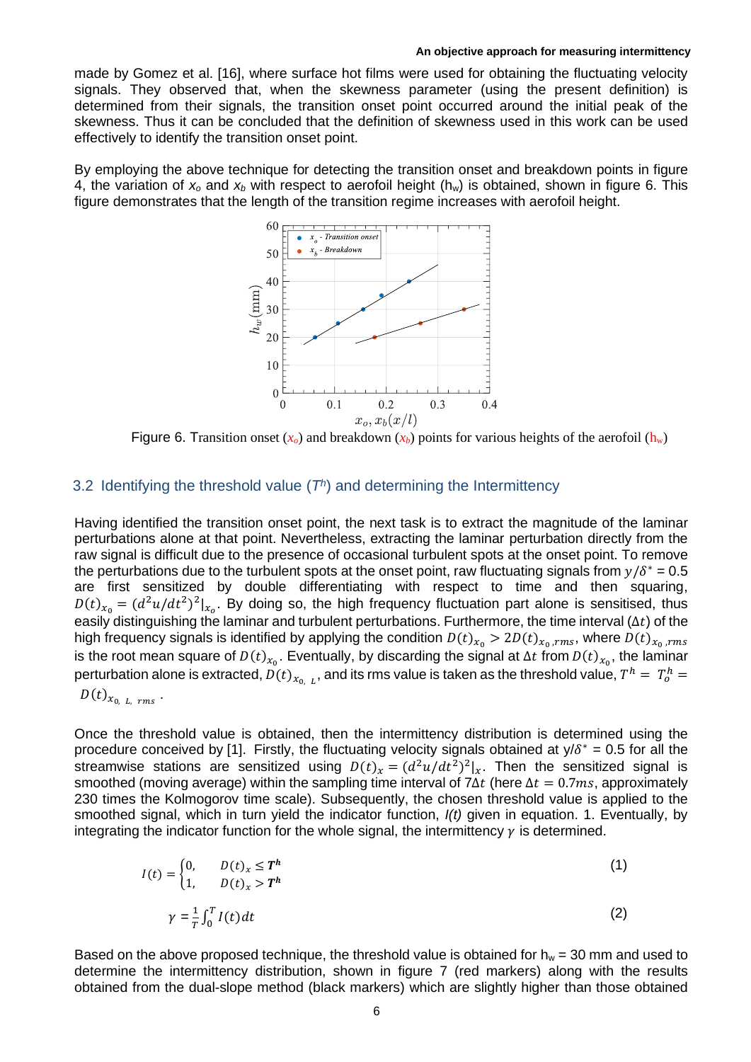made by Gomez et al. [16], where surface hot films were used for obtaining the fluctuating velocity signals. They observed that, when the skewness parameter (using the present definition) is determined from their signals, the transition onset point occurred around the initial peak of the skewness. Thus it can be concluded that the definition of skewness used in this work can be used effectively to identify the transition onset point.

By employing the above technique for detecting the transition onset and breakdown points in figure 4, the variation of $x_o$ and $x_b$ with respect to aerofoil height ($h_w$) is obtained, shown in figure 6. This figure demonstrates that the length of the transition regime increases with aerofoil height.

Figure 6. Transition onset ($x_o$) and breakdown ($x_b$) points for various heights of the aerofoil ($h_w$)

## 3.2 Identifying the threshold value ($T^h$) and determining the Intermittency

Having identified the transition onset point, the next task is to extract the magnitude of the laminar perturbations alone at that point. Nevertheless, extracting the laminar perturbation directly from the raw signal is difficult due to the presence of occasional turbulent spots at the onset point. To remove the perturbations due to the turbulent spots at the onset point, raw fluctuating signals from $y/\delta^* = 0.5$ are first sensitized by double differentiating with respect to time and then squaring, $D(t)_{x_0} = (d^2u/dt^2)^2|_{x_o}$. By doing so, the high frequency fluctuation part alone is sensitised, thus easily distinguishing the laminar and turbulent perturbations. Furthermore, the time interval ($\Delta t$) of the high frequency signals is identified by applying the condition $D(t)_{x_0} > 2D(t)_{x_0,rms}$, where $D(t)_{x_0,rms}$ is the root mean square of $D(t)_{x_0}$. Eventually, by discarding the signal at $\Delta t$ from $D(t)_{x_0}$, the laminar perturbation alone is extracted, $D(t)_{x_{0,\ L}}$, and its rms value is taken as the threshold value, $T^h = T^h_o = D(t)_{x_{0,\ L,\ rms}}$.

Once the threshold value is obtained, then the intermittency distribution is determined using the procedure conceived by [1]. Firstly, the fluctuating velocity signals obtained at $y/\delta^* = 0.5$ for all the streamwise stations are sensitized using $D(t)_x = (d^2u/dt^2)^2|_x$. Then the sensitized signal is smoothed (moving average) within the sampling time interval of $7\Delta t$ (here $\Delta t = 0.7ms$, approximately 230 times the Kolmogorov time scale). Subsequently, the chosen threshold value is applied to the smoothed signal, which in turn yield the indicator function, *I(t)* given in equation. 1. Eventually, by integrating the indicator function for the whole signal, the intermittency $\gamma$ is determined.

$$I(t) = \begin{cases} 0, & D(t)_x \leq \boldsymbol{T^h} \\ 1, & D(t)_x > \boldsymbol{T^h} \end{cases} \tag{1}$$

$$\gamma = \frac{1}{T}\int_0^T I(t)\,dt \tag{2}$$

Based on the above proposed technique, the threshold value is obtained for $h_w$ = 30 mm and used to determine the intermittency distribution, shown in figure 7 (red markers) along with the results obtained from the dual-slope method (black markers) which are slightly higher than those obtained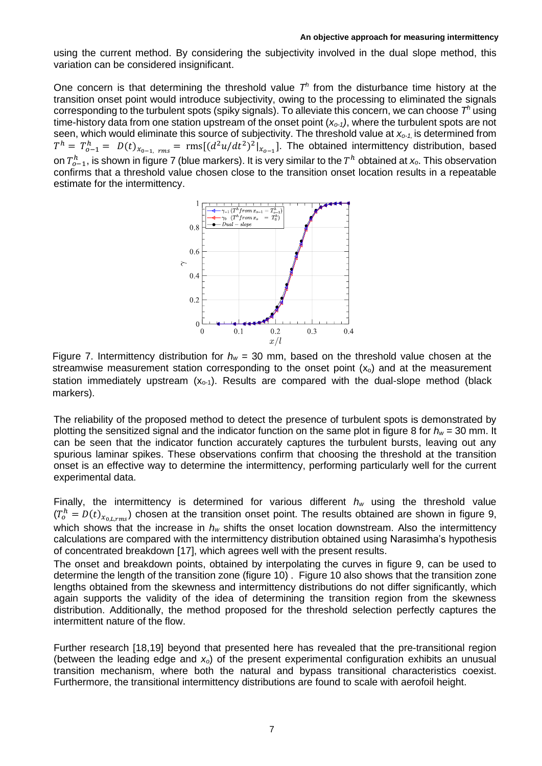using the current method. By considering the subjectivity involved in the dual slope method, this variation can be considered insignificant.

One concern is that determining the threshold value $T^h$ from the disturbance time history at the transition onset point would introduce subjectivity, owing to the processing to eliminated the signals corresponding to the turbulent spots (spiky signals). To alleviate this concern, we can choose $T^h$ using time-history data from one station upstream of the onset point ($x_{o-1}$), where the turbulent spots are not seen, which would eliminate this source of subjectivity. The threshold value at $x_{o-1}$, is determined from $T^h = T^h_{o-1} = D(t)_{x_{0-1},\ rms} = \text{rms}[(d^2u/dt^2)^2|_{x_{o-1}}]$. The obtained intermittency distribution, based on $T^h_{o-1}$, is shown in figure 7 (blue markers). It is very similar to the $T^h$ obtained at $x_o$. This observation confirms that a threshold value chosen close to the transition onset location results in a repeatable estimate for the intermittency.

Figure 7. Intermittency distribution for $h_w$ = 30 mm, based on the threshold value chosen at the streamwise measurement station corresponding to the onset point ($x_o$) and at the measurement station immediately upstream ($x_{o-1}$). Results are compared with the dual-slope method (black markers).

The reliability of the proposed method to detect the presence of turbulent spots is demonstrated by plotting the sensitized signal and the indicator function on the same plot in figure 8 for $h_w$ = 30 mm. It can be seen that the indicator function accurately captures the turbulent bursts, leaving out any spurious laminar spikes. These observations confirm that choosing the threshold at the transition onset is an effective way to determine the intermittency, performing particularly well for the current experimental data.

Finally, the intermittency is determined for various different $h_w$ using the threshold value ($T^h_o = D(t)_{x_{0,L,rms}}$) chosen at the transition onset point. The results obtained are shown in figure 9, which shows that the increase in $h_w$ shifts the onset location downstream. Also the intermittency calculations are compared with the intermittency distribution obtained using Narasimha's hypothesis of concentrated breakdown [17], which agrees well with the present results.

The onset and breakdown points, obtained by interpolating the curves in figure 9, can be used to determine the length of the transition zone (figure 10) . Figure 10 also shows that the transition zone lengths obtained from the skewness and intermittency distributions do not differ significantly, which again supports the validity of the idea of determining the transition region from the skewness distribution. Additionally, the method proposed for the threshold selection perfectly captures the intermittent nature of the flow.

Further research [18,19] beyond that presented here has revealed that the pre-transitional region (between the leading edge and $x_o$) of the present experimental configuration exhibits an unusual transition mechanism, where both the natural and bypass transitional characteristics coexist. Furthermore, the transitional intermittency distributions are found to scale with aerofoil height.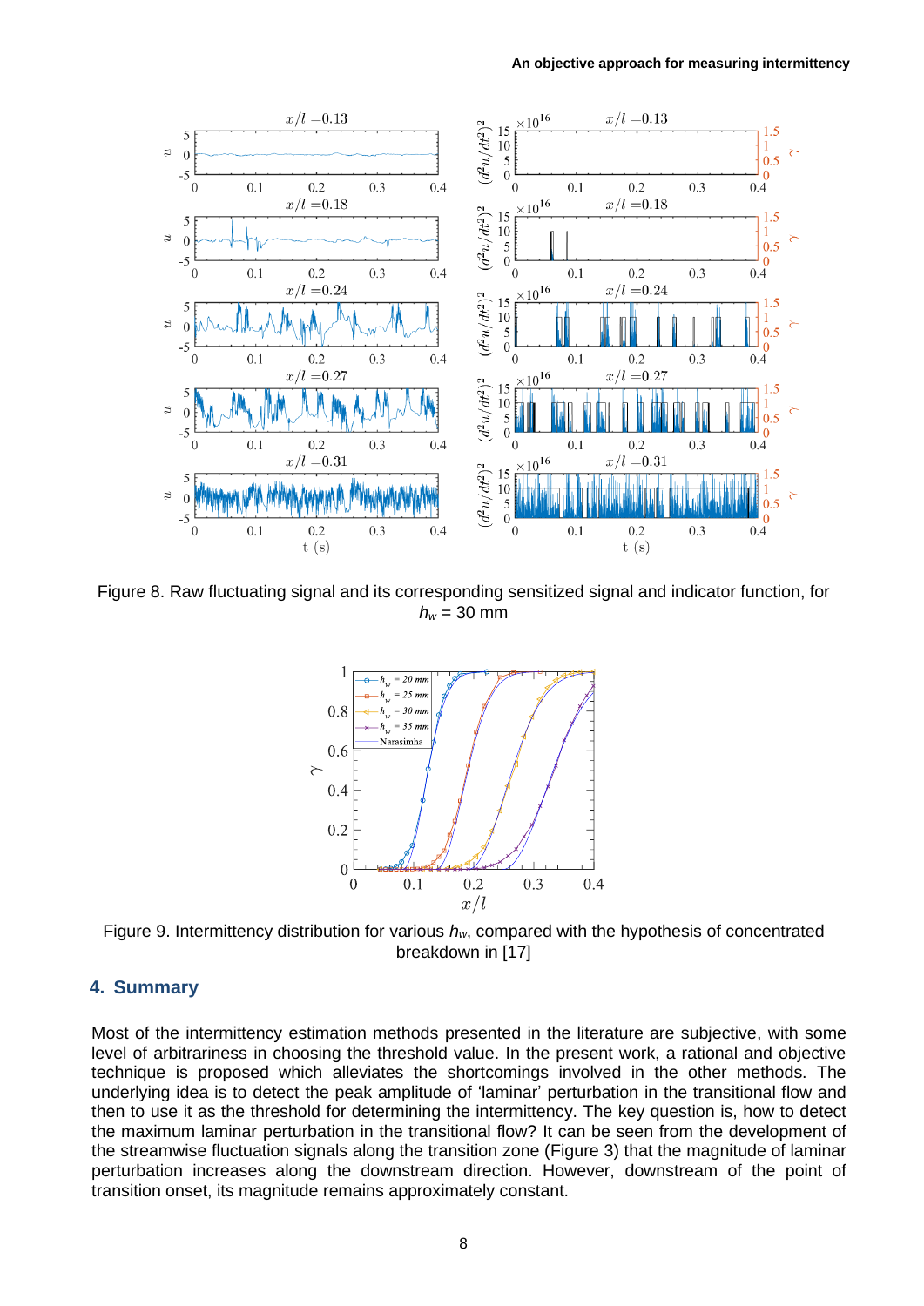Figure 8. Raw fluctuating signal and its corresponding sensitized signal and indicator function, for $h_w$ = 30 mm

Figure 9. Intermittency distribution for various $h_w$, compared with the hypothesis of concentrated breakdown in [17]

## 4. Summary

Most of the intermittency estimation methods presented in the literature are subjective, with some level of arbitrariness in choosing the threshold value. In the present work, a rational and objective technique is proposed which alleviates the shortcomings involved in the other methods. The underlying idea is to detect the peak amplitude of 'laminar' perturbation in the transitional flow and then to use it as the threshold for determining the intermittency. The key question is, how to detect the maximum laminar perturbation in the transitional flow? It can be seen from the development of the streamwise fluctuation signals along the transition zone (Figure 3) that the magnitude of laminar perturbation increases along the downstream direction. However, downstream of the point of transition onset, its magnitude remains approximately constant.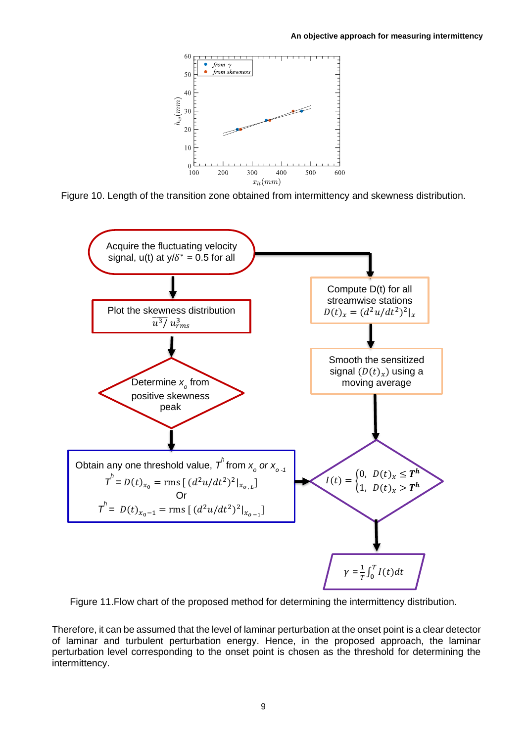Figure 10. Length of the transition zone obtained from intermittency and skewness distribution.

Figure 11.Flow chart of the proposed method for determining the intermittency distribution.

Therefore, it can be assumed that the level of laminar perturbation at the onset point is a clear detector of laminar and turbulent perturbation energy. Hence, in the proposed approach, the laminar perturbation level corresponding to the onset point is chosen as the threshold for determining the intermittency.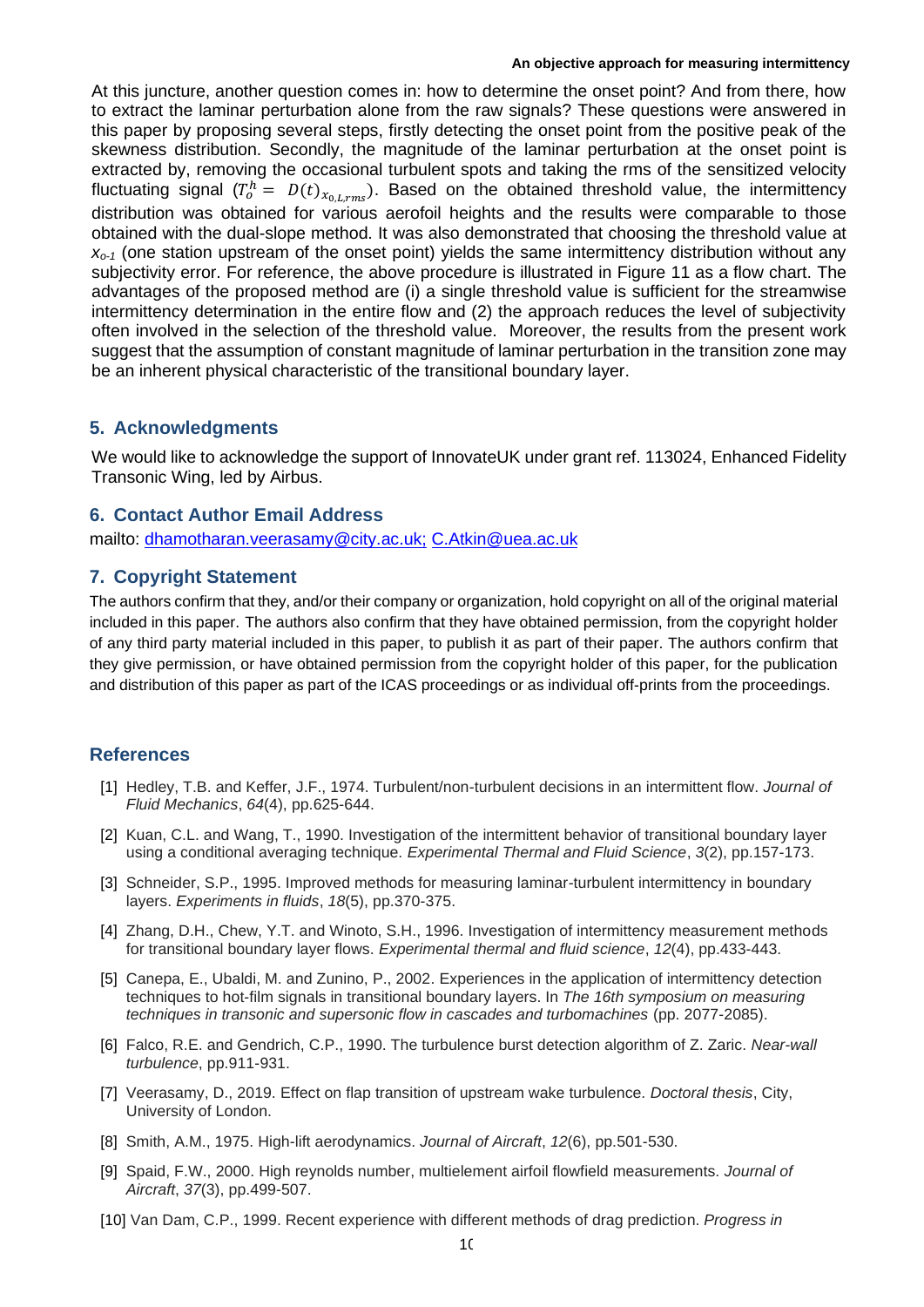At this juncture, another question comes in: how to determine the onset point? And from there, how to extract the laminar perturbation alone from the raw signals? These questions were answered in this paper by proposing several steps, firstly detecting the onset point from the positive peak of the skewness distribution. Secondly, the magnitude of the laminar perturbation at the onset point is extracted by, removing the occasional turbulent spots and taking the rms of the sensitized velocity fluctuating signal ($T_o^h = D(t)_{x_{0,L,rms}}$). Based on the obtained threshold value, the intermittency distribution was obtained for various aerofoil heights and the results were comparable to those obtained with the dual-slope method. It was also demonstrated that choosing the threshold value at $x_{o-1}$ (one station upstream of the onset point) yields the same intermittency distribution without any subjectivity error. For reference, the above procedure is illustrated in Figure 11 as a flow chart. The advantages of the proposed method are (i) a single threshold value is sufficient for the streamwise intermittency determination in the entire flow and (2) the approach reduces the level of subjectivity often involved in the selection of the threshold value. Moreover, the results from the present work suggest that the assumption of constant magnitude of laminar perturbation in the transition zone may be an inherent physical characteristic of the transitional boundary layer.

## 5. Acknowledgments

We would like to acknowledge the support of InnovateUK under grant ref. 113024, Enhanced Fidelity Transonic Wing, led by Airbus.

## 6. Contact Author Email Address

mailto: dhamotharan.veerasamy@city.ac.uk; C.Atkin@uea.ac.uk

## 7. Copyright Statement

The authors confirm that they, and/or their company or organization, hold copyright on all of the original material included in this paper. The authors also confirm that they have obtained permission, from the copyright holder of any third party material included in this paper, to publish it as part of their paper. The authors confirm that they give permission, or have obtained permission from the copyright holder of this paper, for the publication and distribution of this paper as part of the ICAS proceedings or as individual off-prints from the proceedings.

## References

[1] Hedley, T.B. and Keffer, J.F., 1974. Turbulent/non-turbulent decisions in an intermittent flow. *Journal of Fluid Mechanics*, *64*(4), pp.625-644.

[2] Kuan, C.L. and Wang, T., 1990. Investigation of the intermittent behavior of transitional boundary layer using a conditional averaging technique. *Experimental Thermal and Fluid Science*, *3*(2), pp.157-173.

[3] Schneider, S.P., 1995. Improved methods for measuring laminar-turbulent intermittency in boundary layers. *Experiments in fluids*, *18*(5), pp.370-375.

[4] Zhang, D.H., Chew, Y.T. and Winoto, S.H., 1996. Investigation of intermittency measurement methods for transitional boundary layer flows. *Experimental thermal and fluid science*, *12*(4), pp.433-443.

[5] Canepa, E., Ubaldi, M. and Zunino, P., 2002. Experiences in the application of intermittency detection techniques to hot-film signals in transitional boundary layers. In *The 16th symposium on measuring techniques in transonic and supersonic flow in cascades and turbomachines* (pp. 2077-2085).

[6] Falco, R.E. and Gendrich, C.P., 1990. The turbulence burst detection algorithm of Z. Zaric. *Near-wall turbulence*, pp.911-931.

[7] Veerasamy, D., 2019. Effect on flap transition of upstream wake turbulence. *Doctoral thesis*, City, University of London.

[8] Smith, A.M., 1975. High-lift aerodynamics. *Journal of Aircraft*, *12*(6), pp.501-530.

[9] Spaid, F.W., 2000. High reynolds number, multielement airfoil flowfield measurements. *Journal of Aircraft*, *37*(3), pp.499-507.

[10] Van Dam, C.P., 1999. Recent experience with different methods of drag prediction. *Progress in*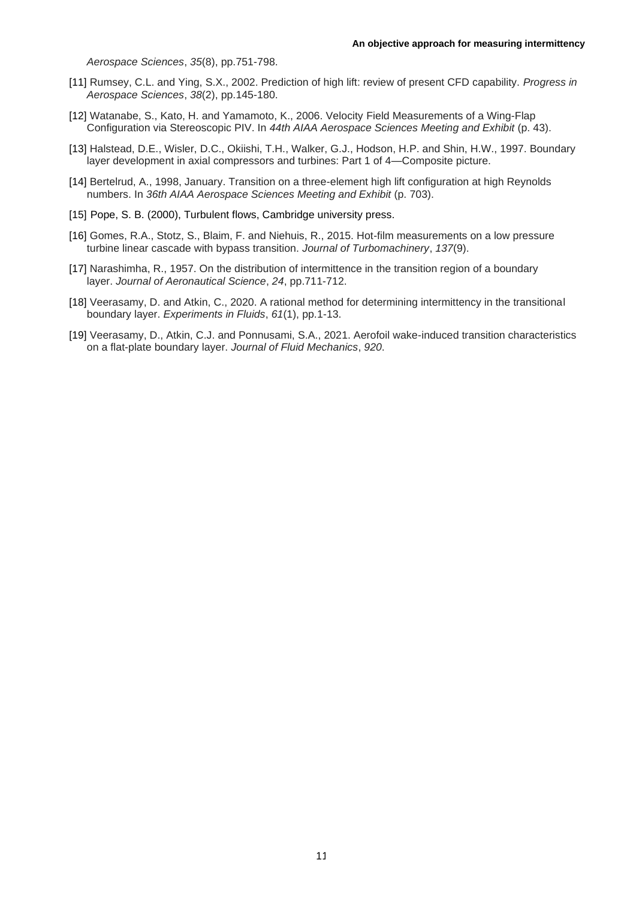*Aerospace Sciences*, *35*(8), pp.751-798.

[11] Rumsey, C.L. and Ying, S.X., 2002. Prediction of high lift: review of present CFD capability. *Progress in Aerospace Sciences*, *38*(2), pp.145-180.

[12] Watanabe, S., Kato, H. and Yamamoto, K., 2006. Velocity Field Measurements of a Wing-Flap Configuration via Stereoscopic PIV. In *44th AIAA Aerospace Sciences Meeting and Exhibit* (p. 43).

[13] Halstead, D.E., Wisler, D.C., Okiishi, T.H., Walker, G.J., Hodson, H.P. and Shin, H.W., 1997. Boundary layer development in axial compressors and turbines: Part 1 of 4—Composite picture.

[14] Bertelrud, A., 1998, January. Transition on a three-element high lift configuration at high Reynolds numbers. In *36th AIAA Aerospace Sciences Meeting and Exhibit* (p. 703).

[15] Pope, S. B. (2000), Turbulent flows, Cambridge university press.

[16] Gomes, R.A., Stotz, S., Blaim, F. and Niehuis, R., 2015. Hot-film measurements on a low pressure turbine linear cascade with bypass transition. *Journal of Turbomachinery*, *137*(9).

[17] Narashimha, R., 1957. On the distribution of intermittence in the transition region of a boundary layer. *Journal of Aeronautical Science*, *24*, pp.711-712.

[18] Veerasamy, D. and Atkin, C., 2020. A rational method for determining intermittency in the transitional boundary layer. *Experiments in Fluids*, *61*(1), pp.1-13.

[19] Veerasamy, D., Atkin, C.J. and Ponnusami, S.A., 2021. Aerofoil wake-induced transition characteristics on a flat-plate boundary layer. *Journal of Fluid Mechanics*, *920*.